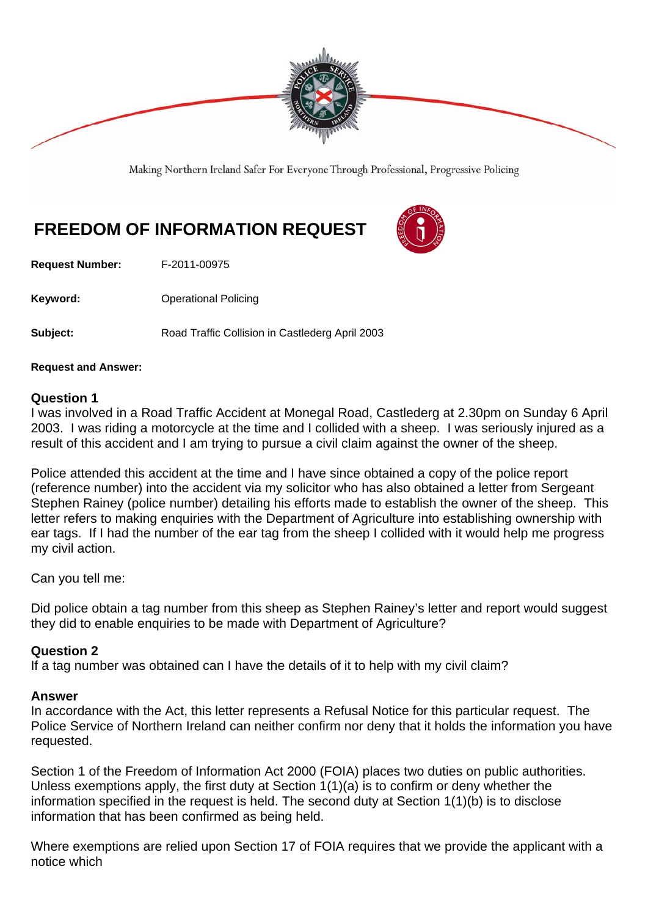Making Northern Ireland Safer For Everyone Through Professional, Progressive Policing

# FREEDOM OF INFORMATION REQUEST

**Request Number:** F-2011-00975

**Keyword:** Operational Policing

**Subject:** Road Traffic Collision in Castlederg April 2003

**Request and Answer:**

### Question 1

I was involved in a Road Traffic Accident at Monegal Road, Castlederg at 2.30pm on Sunday 6 April 2003. I was riding a motorcycle at the time and I collided with a sheep. I was seriously injured as a result of this accident and I am trying to pursue a civil claim against the owner of the sheep.

Police attended this accident at the time and I have since obtained a copy of the police report (reference number) into the accident via my solicitor who has also obtained a letter from Sergeant Stephen Rainey (police number) detailing his efforts made to establish the owner of the sheep. This letter refers to making enquiries with the Department of Agriculture into establishing ownership with ear tags. If I had the number of the ear tag from the sheep I collided with it would help me progress my civil action.

Can you tell me:

Did police obtain a tag number from this sheep as Stephen Rainey's letter and report would suggest they did to enable enquiries to be made with Department of Agriculture?

### Question 2

If a tag number was obtained can I have the details of it to help with my civil claim?

### Answer

In accordance with the Act, this letter represents a Refusal Notice for this particular request. The Police Service of Northern Ireland can neither confirm nor deny that it holds the information you have requested.

Section 1 of the Freedom of Information Act 2000 (FOIA) places two duties on public authorities. Unless exemptions apply, the first duty at Section 1(1)(a) is to confirm or deny whether the information specified in the request is held. The second duty at Section 1(1)(b) is to disclose information that has been confirmed as being held.

Where exemptions are relied upon Section 17 of FOIA requires that we provide the applicant with a notice which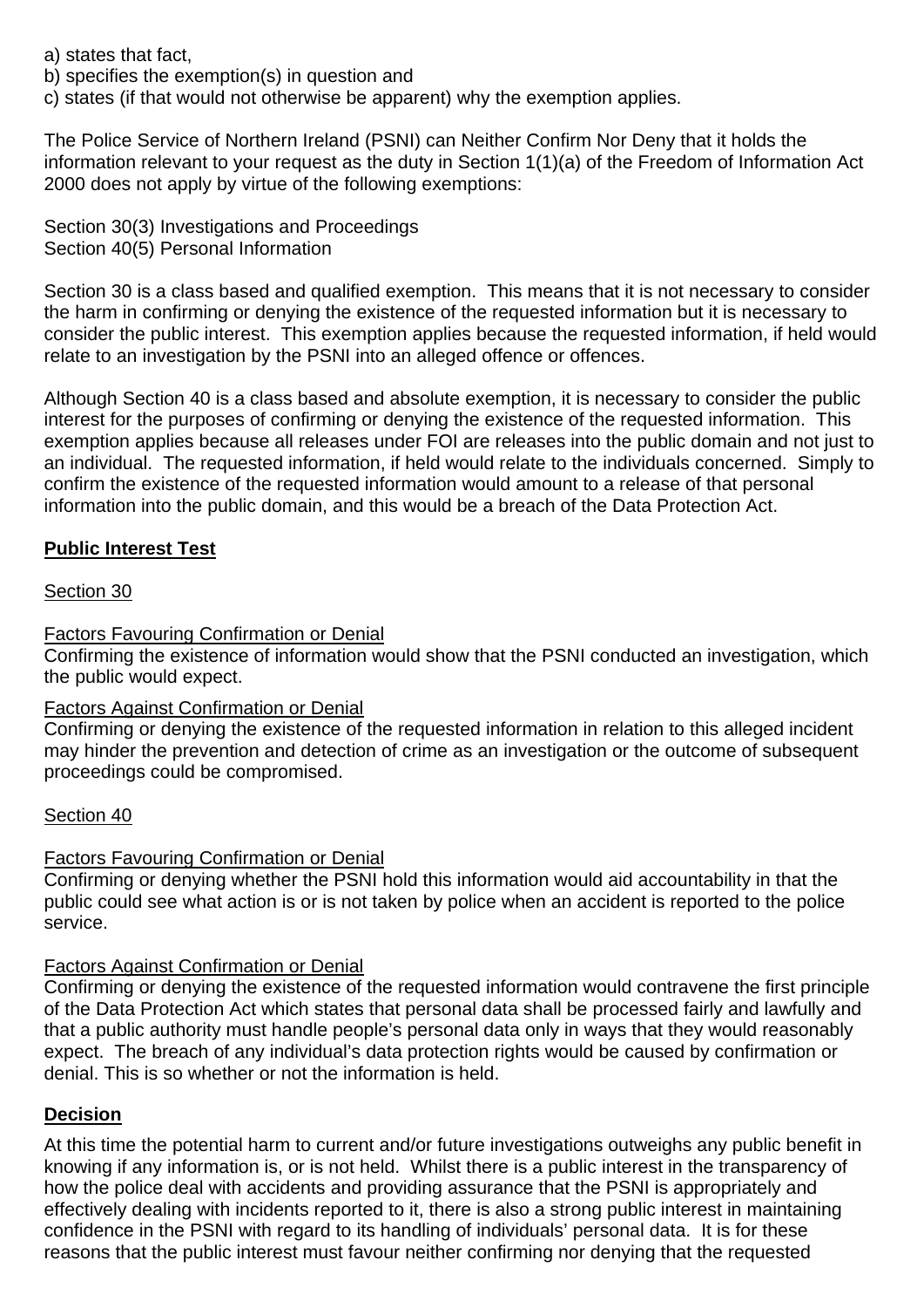a) states that fact,
b) specifies the exemption(s) in question and
c) states (if that would not otherwise be apparent) why the exemption applies.

The Police Service of Northern Ireland (PSNI) can Neither Confirm Nor Deny that it holds the information relevant to your request as the duty in Section 1(1)(a) of the Freedom of Information Act 2000 does not apply by virtue of the following exemptions:

Section 30(3) Investigations and Proceedings
Section 40(5) Personal Information

Section 30 is a class based and qualified exemption. This means that it is not necessary to consider the harm in confirming or denying the existence of the requested information but it is necessary to consider the public interest. This exemption applies because the requested information, if held would relate to an investigation by the PSNI into an alleged offence or offences.

Although Section 40 is a class based and absolute exemption, it is necessary to consider the public interest for the purposes of confirming or denying the existence of the requested information. This exemption applies because all releases under FOI are releases into the public domain and not just to an individual. The requested information, if held would relate to the individuals concerned. Simply to confirm the existence of the requested information would amount to a release of that personal information into the public domain, and this would be a breach of the Data Protection Act.

**Public Interest Test**

Section 30

Factors Favouring Confirmation or Denial
Confirming the existence of information would show that the PSNI conducted an investigation, which the public would expect.

Factors Against Confirmation or Denial
Confirming or denying the existence of the requested information in relation to this alleged incident may hinder the prevention and detection of crime as an investigation or the outcome of subsequent proceedings could be compromised.

Section 40

Factors Favouring Confirmation or Denial
Confirming or denying whether the PSNI hold this information would aid accountability in that the public could see what action is or is not taken by police when an accident is reported to the police service.

Factors Against Confirmation or Denial
Confirming or denying the existence of the requested information would contravene the first principle of the Data Protection Act which states that personal data shall be processed fairly and lawfully and that a public authority must handle people's personal data only in ways that they would reasonably expect. The breach of any individual's data protection rights would be caused by confirmation or denial. This is so whether or not the information is held.

**Decision**

At this time the potential harm to current and/or future investigations outweighs any public benefit in knowing if any information is, or is not held. Whilst there is a public interest in the transparency of how the police deal with accidents and providing assurance that the PSNI is appropriately and effectively dealing with incidents reported to it, there is also a strong public interest in maintaining confidence in the PSNI with regard to its handling of individuals' personal data. It is for these reasons that the public interest must favour neither confirming nor denying that the requested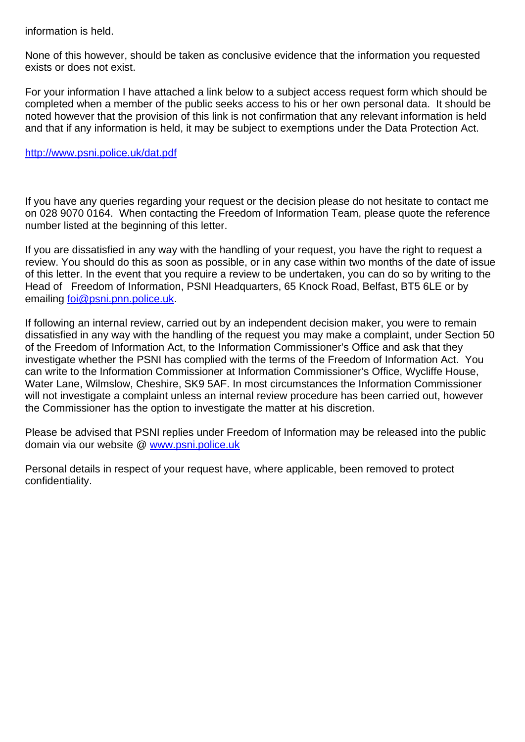information is held.

None of this however, should be taken as conclusive evidence that the information you requested exists or does not exist.

For your information I have attached a link below to a subject access request form which should be completed when a member of the public seeks access to his or her own personal data. It should be noted however that the provision of this link is not confirmation that any relevant information is held and that if any information is held, it may be subject to exemptions under the Data Protection Act.

http://www.psni.police.uk/dat.pdf

If you have any queries regarding your request or the decision please do not hesitate to contact me on 028 9070 0164. When contacting the Freedom of Information Team, please quote the reference number listed at the beginning of this letter.

If you are dissatisfied in any way with the handling of your request, you have the right to request a review. You should do this as soon as possible, or in any case within two months of the date of issue of this letter. In the event that you require a review to be undertaken, you can do so by writing to the Head of Freedom of Information, PSNI Headquarters, 65 Knock Road, Belfast, BT5 6LE or by emailing foi@psni.pnn.police.uk.

If following an internal review, carried out by an independent decision maker, you were to remain dissatisfied in any way with the handling of the request you may make a complaint, under Section 50 of the Freedom of Information Act, to the Information Commissioner's Office and ask that they investigate whether the PSNI has complied with the terms of the Freedom of Information Act. You can write to the Information Commissioner at Information Commissioner's Office, Wycliffe House, Water Lane, Wilmslow, Cheshire, SK9 5AF. In most circumstances the Information Commissioner will not investigate a complaint unless an internal review procedure has been carried out, however the Commissioner has the option to investigate the matter at his discretion.

Please be advised that PSNI replies under Freedom of Information may be released into the public domain via our website @ www.psni.police.uk

Personal details in respect of your request have, where applicable, been removed to protect confidentiality.